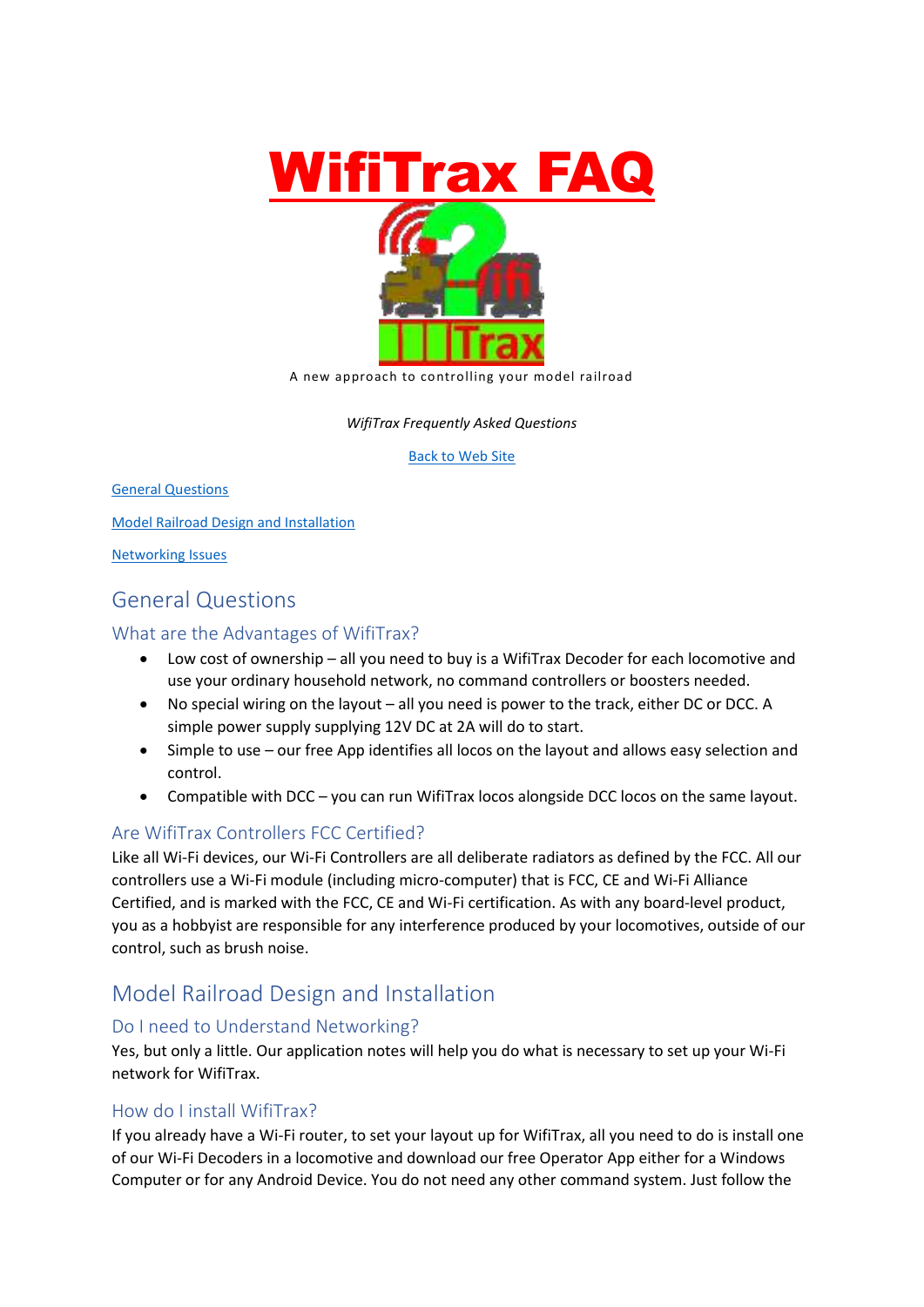# WifiTrax FAQ

A new approach to controlling your model railroad

*WifiTrax Frequently Asked Questions*

[Back to Web Site]

[General Questions]

[Model Railroad Design and Installation]

[Networking Issues]

## General Questions

### What are the Advantages of WifiTrax?

- Low cost of ownership – all you need to buy is a WifiTrax Decoder for each locomotive and use your ordinary household network, no command controllers or boosters needed.
- No special wiring on the layout – all you need is power to the track, either DC or DCC. A simple power supply supplying 12V DC at 2A will do to start.
- Simple to use – our free App identifies all locos on the layout and allows easy selection and control.
- Compatible with DCC – you can run WifiTrax locos alongside DCC locos on the same layout.

### Are WifiTrax Controllers FCC Certified?

Like all Wi-Fi devices, our Wi-Fi Controllers are all deliberate radiators as defined by the FCC. All our controllers use a Wi-Fi module (including micro-computer) that is FCC, CE and Wi-Fi Alliance Certified, and is marked with the FCC, CE and Wi-Fi certification. As with any board-level product, you as a hobbyist are responsible for any interference produced by your locomotives, outside of our control, such as brush noise.

## Model Railroad Design and Installation

### Do I need to Understand Networking?

Yes, but only a little. Our application notes will help you do what is necessary to set up your Wi-Fi network for WifiTrax.

### How do I install WifiTrax?

If you already have a Wi-Fi router, to set your layout up for WifiTrax, all you need to do is install one of our Wi-Fi Decoders in a locomotive and download our free Operator App either for a Windows Computer or for any Android Device. You do not need any other command system. Just follow the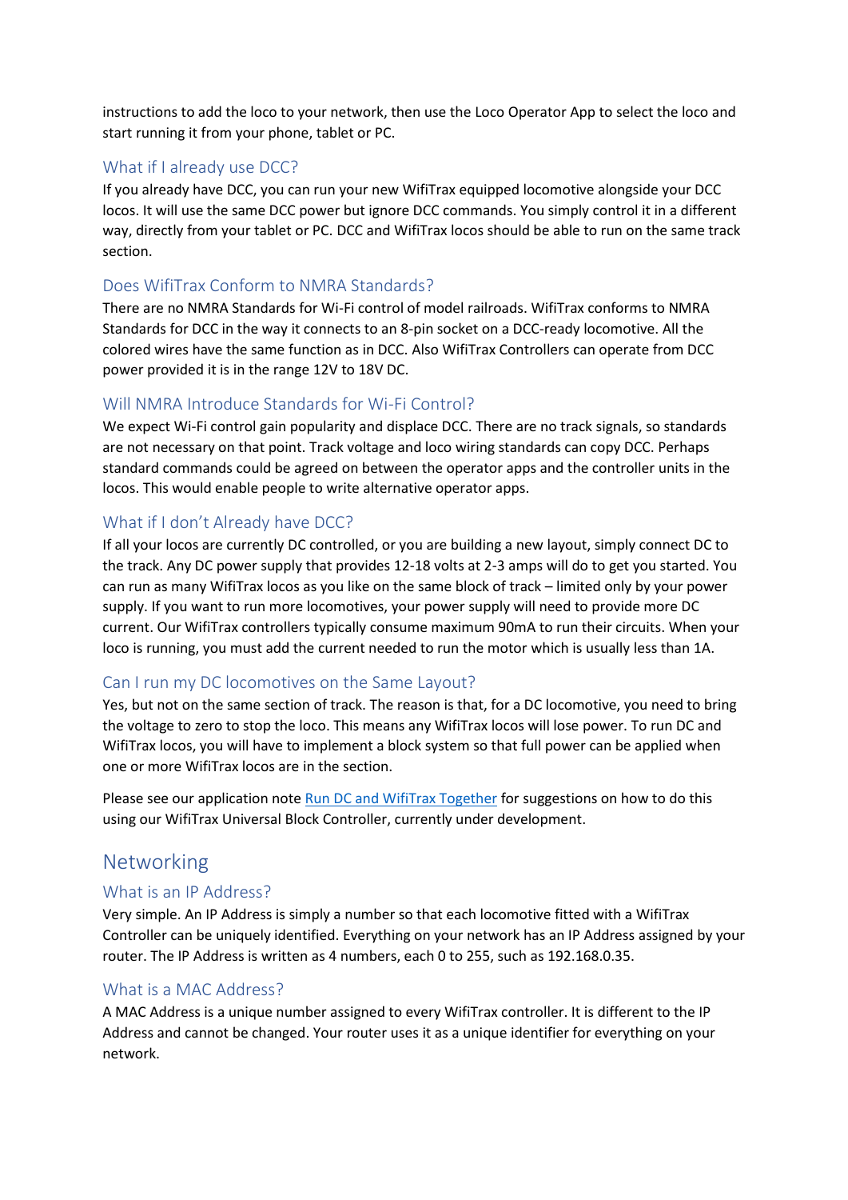instructions to add the loco to your network, then use the Loco Operator App to select the loco and start running it from your phone, tablet or PC.

### What if I already use DCC?

If you already have DCC, you can run your new WifiTrax equipped locomotive alongside your DCC locos. It will use the same DCC power but ignore DCC commands. You simply control it in a different way, directly from your tablet or PC. DCC and WifiTrax locos should be able to run on the same track section.

### Does WifiTrax Conform to NMRA Standards?

There are no NMRA Standards for Wi-Fi control of model railroads. WifiTrax conforms to NMRA Standards for DCC in the way it connects to an 8-pin socket on a DCC-ready locomotive. All the colored wires have the same function as in DCC. Also WifiTrax Controllers can operate from DCC power provided it is in the range 12V to 18V DC.

### Will NMRA Introduce Standards for Wi-Fi Control?

We expect Wi-Fi control gain popularity and displace DCC. There are no track signals, so standards are not necessary on that point. Track voltage and loco wiring standards can copy DCC. Perhaps standard commands could be agreed on between the operator apps and the controller units in the locos. This would enable people to write alternative operator apps.

### What if I don't Already have DCC?

If all your locos are currently DC controlled, or you are building a new layout, simply connect DC to the track. Any DC power supply that provides 12-18 volts at 2-3 amps will do to get you started. You can run as many WifiTrax locos as you like on the same block of track – limited only by your power supply. If you want to run more locomotives, your power supply will need to provide more DC current. Our WifiTrax controllers typically consume maximum 90mA to run their circuits. When your loco is running, you must add the current needed to run the motor which is usually less than 1A.

### Can I run my DC locomotives on the Same Layout?

Yes, but not on the same section of track. The reason is that, for a DC locomotive, you need to bring the voltage to zero to stop the loco. This means any WifiTrax locos will lose power. To run DC and WifiTrax locos, you will have to implement a block system so that full power can be applied when one or more WifiTrax locos are in the section.

Please see our application note [Run DC and WifiTrax Together] for suggestions on how to do this using our WifiTrax Universal Block Controller, currently under development.

## Networking

### What is an IP Address?

Very simple. An IP Address is simply a number so that each locomotive fitted with a WifiTrax Controller can be uniquely identified. Everything on your network has an IP Address assigned by your router. The IP Address is written as 4 numbers, each 0 to 255, such as 192.168.0.35.

### What is a MAC Address?

A MAC Address is a unique number assigned to every WifiTrax controller. It is different to the IP Address and cannot be changed. Your router uses it as a unique identifier for everything on your network.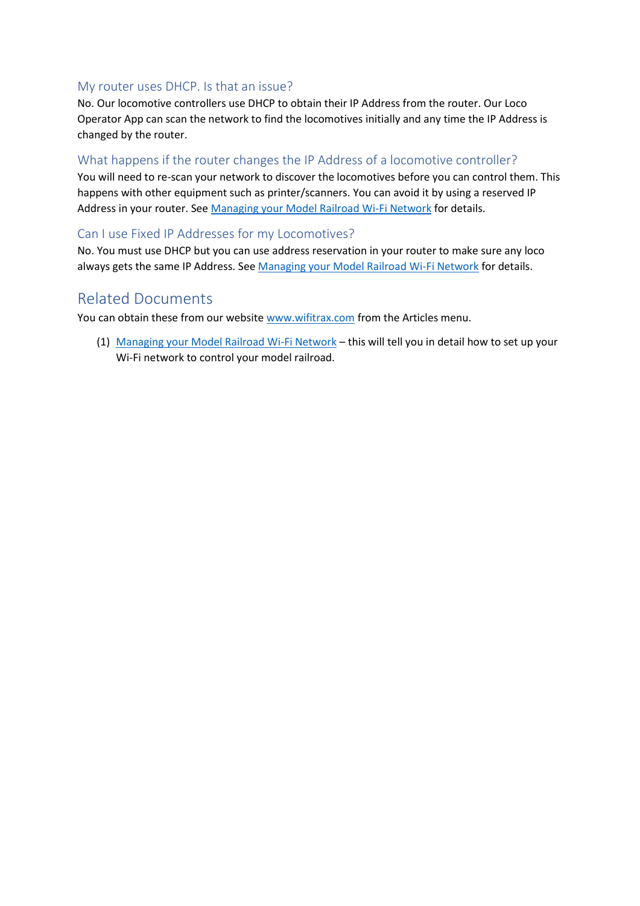### My router uses DHCP. Is that an issue?

No. Our locomotive controllers use DHCP to obtain their IP Address from the router. Our Loco Operator App can scan the network to find the locomotives initially and any time the IP Address is changed by the router.

### What happens if the router changes the IP Address of a locomotive controller?

You will need to re-scan your network to discover the locomotives before you can control them. This happens with other equipment such as printer/scanners. You can avoid it by using a reserved IP Address in your router. See [Managing your Model Railroad Wi-Fi Network]() for details.

### Can I use Fixed IP Addresses for my Locomotives?

No. You must use DHCP but you can use address reservation in your router to make sure any loco always gets the same IP Address. See [Managing your Model Railroad Wi-Fi Network]() for details.

## Related Documents

You can obtain these from our website [www.wifitrax.com](http://www.wifitrax.com) from the Articles menu.

(1) [Managing your Model Railroad Wi-Fi Network]() – this will tell you in detail how to set up your Wi-Fi network to control your model railroad.